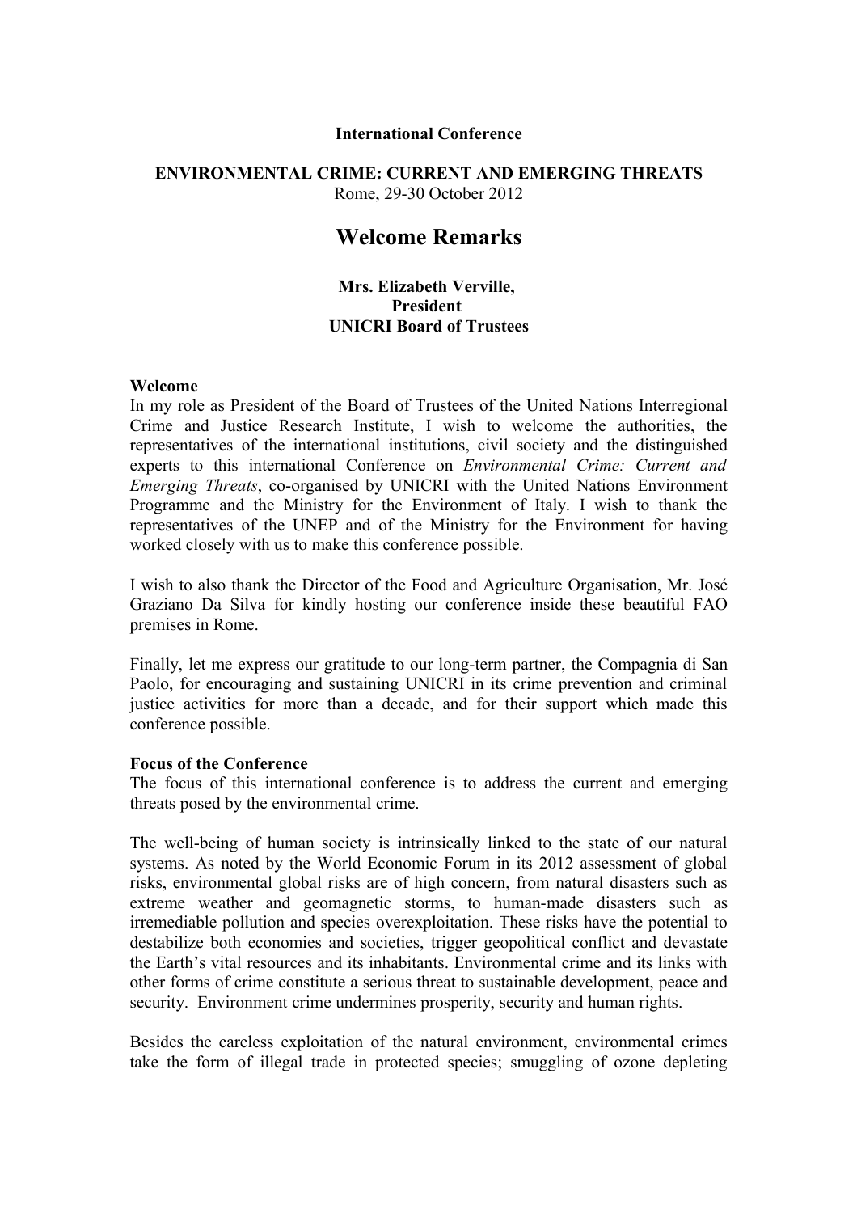**International Conference**

**ENVIRONMENTAL CRIME: CURRENT AND EMERGING THREATS**
Rome, 29-30 October 2012

# Welcome Remarks

**Mrs. Elizabeth Verville,**
**President**
**UNICRI Board of Trustees**

**Welcome**

In my role as President of the Board of Trustees of the United Nations Interregional Crime and Justice Research Institute, I wish to welcome the authorities, the representatives of the international institutions, civil society and the distinguished experts to this international Conference on *Environmental Crime: Current and Emerging Threats*, co-organised by UNICRI with the United Nations Environment Programme and the Ministry for the Environment of Italy. I wish to thank the representatives of the UNEP and of the Ministry for the Environment for having worked closely with us to make this conference possible.

I wish to also thank the Director of the Food and Agriculture Organisation, Mr. José Graziano Da Silva for kindly hosting our conference inside these beautiful FAO premises in Rome.

Finally, let me express our gratitude to our long-term partner, the Compagnia di San Paolo, for encouraging and sustaining UNICRI in its crime prevention and criminal justice activities for more than a decade, and for their support which made this conference possible.

**Focus of the Conference**

The focus of this international conference is to address the current and emerging threats posed by the environmental crime.

The well-being of human society is intrinsically linked to the state of our natural systems. As noted by the World Economic Forum in its 2012 assessment of global risks, environmental global risks are of high concern, from natural disasters such as extreme weather and geomagnetic storms, to human-made disasters such as irremediable pollution and species overexploitation. These risks have the potential to destabilize both economies and societies, trigger geopolitical conflict and devastate the Earth's vital resources and its inhabitants. Environmental crime and its links with other forms of crime constitute a serious threat to sustainable development, peace and security. Environment crime undermines prosperity, security and human rights.

Besides the careless exploitation of the natural environment, environmental crimes take the form of illegal trade in protected species; smuggling of ozone depleting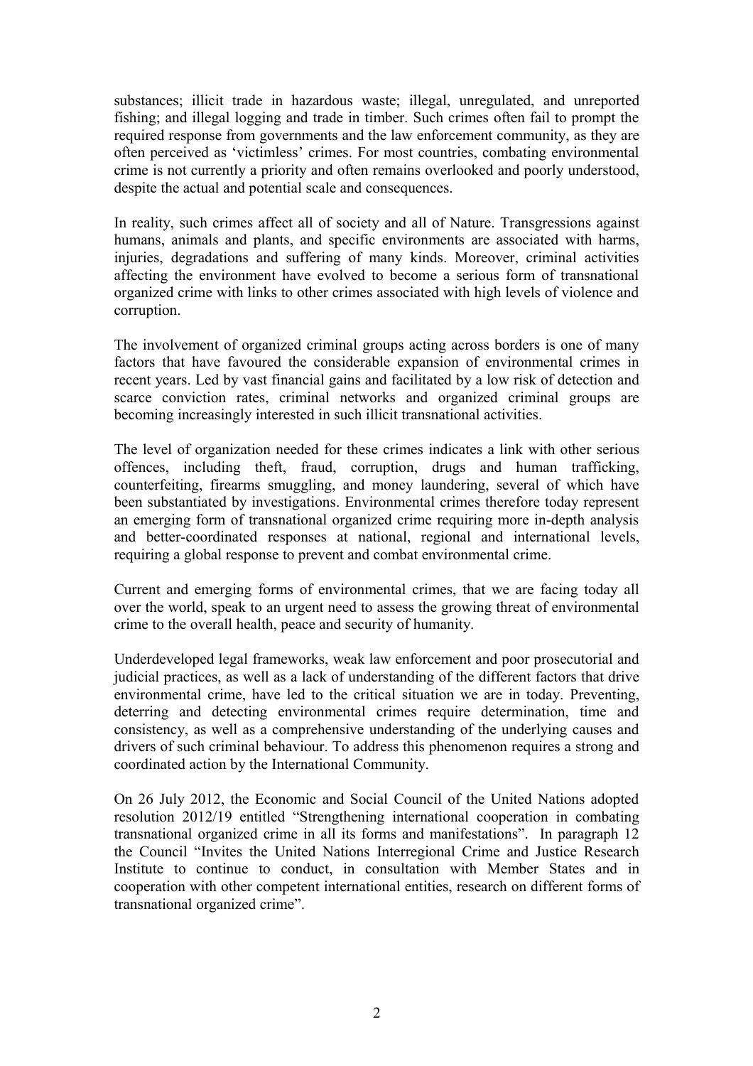substances; illicit trade in hazardous waste; illegal, unregulated, and unreported fishing; and illegal logging and trade in timber. Such crimes often fail to prompt the required response from governments and the law enforcement community, as they are often perceived as 'victimless' crimes. For most countries, combating environmental crime is not currently a priority and often remains overlooked and poorly understood, despite the actual and potential scale and consequences.

In reality, such crimes affect all of society and all of Nature. Transgressions against humans, animals and plants, and specific environments are associated with harms, injuries, degradations and suffering of many kinds. Moreover, criminal activities affecting the environment have evolved to become a serious form of transnational organized crime with links to other crimes associated with high levels of violence and corruption.

The involvement of organized criminal groups acting across borders is one of many factors that have favoured the considerable expansion of environmental crimes in recent years. Led by vast financial gains and facilitated by a low risk of detection and scarce conviction rates, criminal networks and organized criminal groups are becoming increasingly interested in such illicit transnational activities.

The level of organization needed for these crimes indicates a link with other serious offences, including theft, fraud, corruption, drugs and human trafficking, counterfeiting, firearms smuggling, and money laundering, several of which have been substantiated by investigations. Environmental crimes therefore today represent an emerging form of transnational organized crime requiring more in-depth analysis and better-coordinated responses at national, regional and international levels, requiring a global response to prevent and combat environmental crime.

Current and emerging forms of environmental crimes, that we are facing today all over the world, speak to an urgent need to assess the growing threat of environmental crime to the overall health, peace and security of humanity.

Underdeveloped legal frameworks, weak law enforcement and poor prosecutorial and judicial practices, as well as a lack of understanding of the different factors that drive environmental crime, have led to the critical situation we are in today. Preventing, deterring and detecting environmental crimes require determination, time and consistency, as well as a comprehensive understanding of the underlying causes and drivers of such criminal behaviour. To address this phenomenon requires a strong and coordinated action by the International Community.

On 26 July 2012, the Economic and Social Council of the United Nations adopted resolution 2012/19 entitled "Strengthening international cooperation in combating transnational organized crime in all its forms and manifestations". In paragraph 12 the Council "Invites the United Nations Interregional Crime and Justice Research Institute to continue to conduct, in consultation with Member States and in cooperation with other competent international entities, research on different forms of transnational organized crime".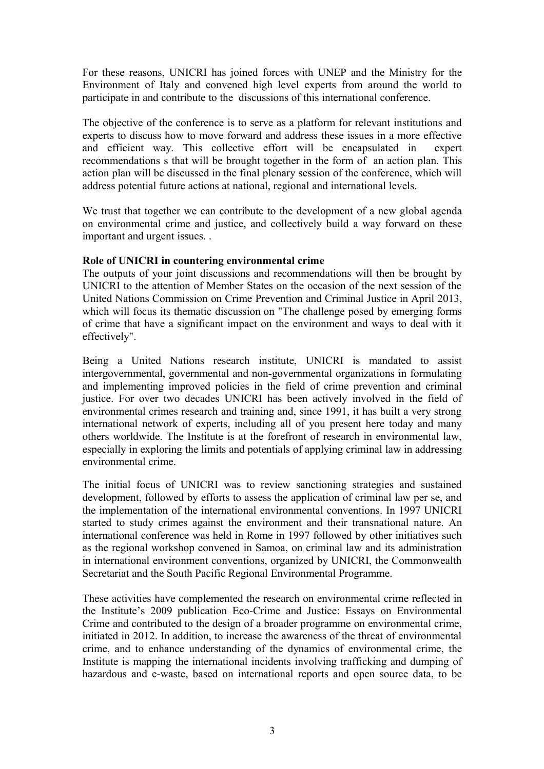For these reasons, UNICRI has joined forces with UNEP and the Ministry for the Environment of Italy and convened high level experts from around the world to participate in and contribute to the discussions of this international conference.

The objective of the conference is to serve as a platform for relevant institutions and experts to discuss how to move forward and address these issues in a more effective and efficient way. This collective effort will be encapsulated in expert recommendations s that will be brought together in the form of an action plan. This action plan will be discussed in the final plenary session of the conference, which will address potential future actions at national, regional and international levels.

We trust that together we can contribute to the development of a new global agenda on environmental crime and justice, and collectively build a way forward on these important and urgent issues. .

**Role of UNICRI in countering environmental crime**

The outputs of your joint discussions and recommendations will then be brought by UNICRI to the attention of Member States on the occasion of the next session of the United Nations Commission on Crime Prevention and Criminal Justice in April 2013, which will focus its thematic discussion on "The challenge posed by emerging forms of crime that have a significant impact on the environment and ways to deal with it effectively".

Being a United Nations research institute, UNICRI is mandated to assist intergovernmental, governmental and non-governmental organizations in formulating and implementing improved policies in the field of crime prevention and criminal justice. For over two decades UNICRI has been actively involved in the field of environmental crimes research and training and, since 1991, it has built a very strong international network of experts, including all of you present here today and many others worldwide. The Institute is at the forefront of research in environmental law, especially in exploring the limits and potentials of applying criminal law in addressing environmental crime.

The initial focus of UNICRI was to review sanctioning strategies and sustained development, followed by efforts to assess the application of criminal law per se, and the implementation of the international environmental conventions. In 1997 UNICRI started to study crimes against the environment and their transnational nature. An international conference was held in Rome in 1997 followed by other initiatives such as the regional workshop convened in Samoa, on criminal law and its administration in international environment conventions, organized by UNICRI, the Commonwealth Secretariat and the South Pacific Regional Environmental Programme.

These activities have complemented the research on environmental crime reflected in the Institute's 2009 publication Eco-Crime and Justice: Essays on Environmental Crime and contributed to the design of a broader programme on environmental crime, initiated in 2012. In addition, to increase the awareness of the threat of environmental crime, and to enhance understanding of the dynamics of environmental crime, the Institute is mapping the international incidents involving trafficking and dumping of hazardous and e-waste, based on international reports and open source data, to be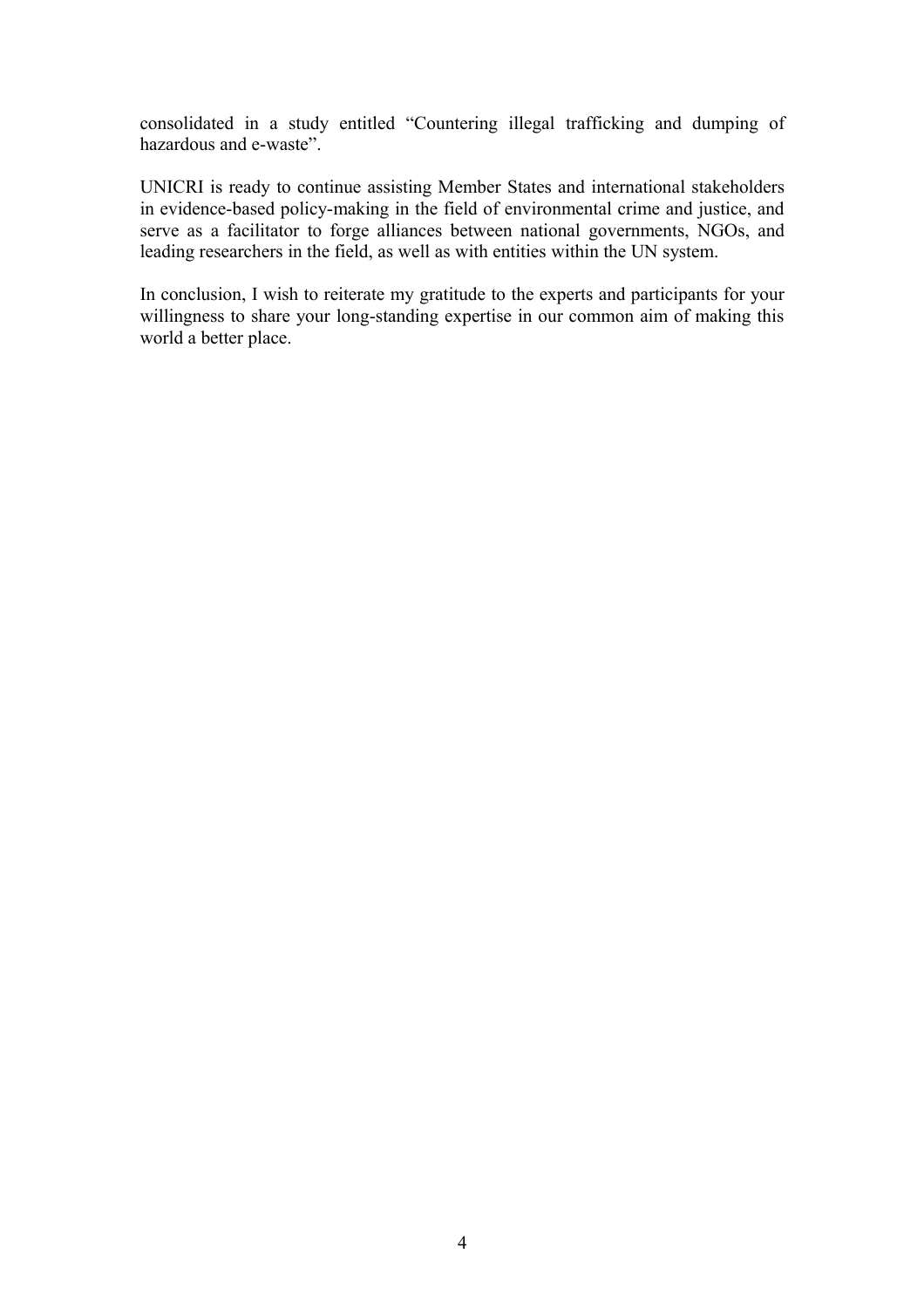consolidated in a study entitled "Countering illegal trafficking and dumping of hazardous and e-waste".

UNICRI is ready to continue assisting Member States and international stakeholders in evidence-based policy-making in the field of environmental crime and justice, and serve as a facilitator to forge alliances between national governments, NGOs, and leading researchers in the field, as well as with entities within the UN system.

In conclusion, I wish to reiterate my gratitude to the experts and participants for your willingness to share your long-standing expertise in our common aim of making this world a better place.